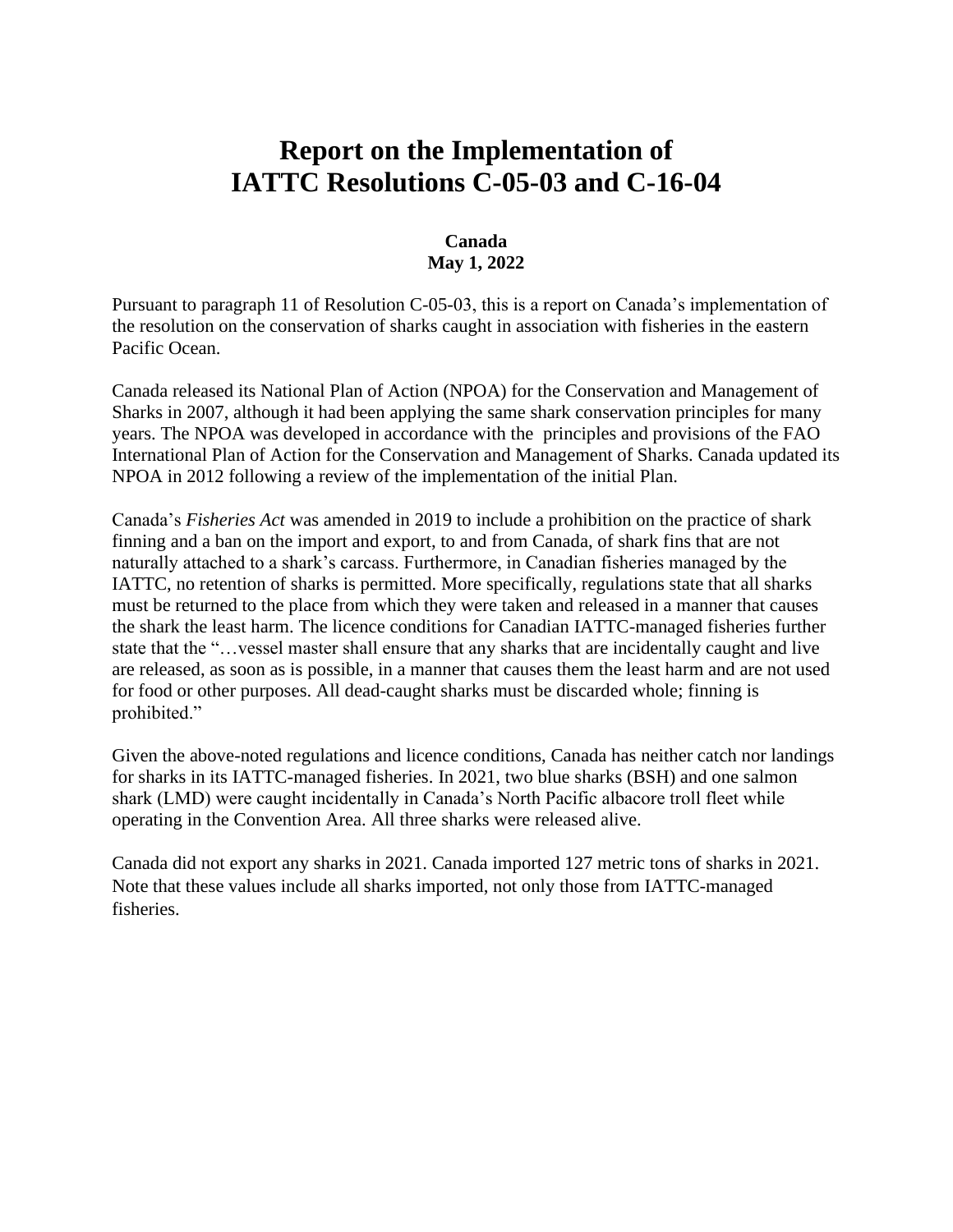# Report on the Implementation of IATTC Resolutions C-05-03 and C-16-04

**Canada**
**May 1, 2022**

Pursuant to paragraph 11 of Resolution C-05-03, this is a report on Canada's implementation of the resolution on the conservation of sharks caught in association with fisheries in the eastern Pacific Ocean.

Canada released its National Plan of Action (NPOA) for the Conservation and Management of Sharks in 2007, although it had been applying the same shark conservation principles for many years. The NPOA was developed in accordance with the principles and provisions of the FAO International Plan of Action for the Conservation and Management of Sharks. Canada updated its NPOA in 2012 following a review of the implementation of the initial Plan.

Canada's *Fisheries Act* was amended in 2019 to include a prohibition on the practice of shark finning and a ban on the import and export, to and from Canada, of shark fins that are not naturally attached to a shark's carcass. Furthermore, in Canadian fisheries managed by the IATTC, no retention of sharks is permitted. More specifically, regulations state that all sharks must be returned to the place from which they were taken and released in a manner that causes the shark the least harm. The licence conditions for Canadian IATTC-managed fisheries further state that the "…vessel master shall ensure that any sharks that are incidentally caught and live are released, as soon as is possible, in a manner that causes them the least harm and are not used for food or other purposes. All dead-caught sharks must be discarded whole; finning is prohibited."

Given the above-noted regulations and licence conditions, Canada has neither catch nor landings for sharks in its IATTC-managed fisheries. In 2021, two blue sharks (BSH) and one salmon shark (LMD) were caught incidentally in Canada's North Pacific albacore troll fleet while operating in the Convention Area. All three sharks were released alive.

Canada did not export any sharks in 2021. Canada imported 127 metric tons of sharks in 2021. Note that these values include all sharks imported, not only those from IATTC-managed fisheries.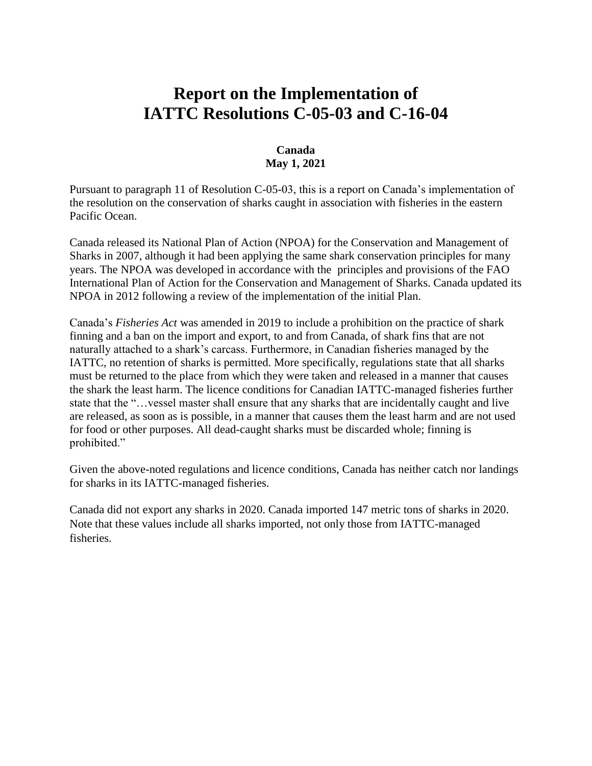# Report on the Implementation of IATTC Resolutions C-05-03 and C-16-04

**Canada**
**May 1, 2021**

Pursuant to paragraph 11 of Resolution C-05-03, this is a report on Canada's implementation of the resolution on the conservation of sharks caught in association with fisheries in the eastern Pacific Ocean.

Canada released its National Plan of Action (NPOA) for the Conservation and Management of Sharks in 2007, although it had been applying the same shark conservation principles for many years. The NPOA was developed in accordance with the principles and provisions of the FAO International Plan of Action for the Conservation and Management of Sharks. Canada updated its NPOA in 2012 following a review of the implementation of the initial Plan.

Canada's *Fisheries Act* was amended in 2019 to include a prohibition on the practice of shark finning and a ban on the import and export, to and from Canada, of shark fins that are not naturally attached to a shark's carcass. Furthermore, in Canadian fisheries managed by the IATTC, no retention of sharks is permitted. More specifically, regulations state that all sharks must be returned to the place from which they were taken and released in a manner that causes the shark the least harm. The licence conditions for Canadian IATTC-managed fisheries further state that the "…vessel master shall ensure that any sharks that are incidentally caught and live are released, as soon as is possible, in a manner that causes them the least harm and are not used for food or other purposes. All dead-caught sharks must be discarded whole; finning is prohibited."

Given the above-noted regulations and licence conditions, Canada has neither catch nor landings for sharks in its IATTC-managed fisheries.

Canada did not export any sharks in 2020. Canada imported 147 metric tons of sharks in 2020. Note that these values include all sharks imported, not only those from IATTC-managed fisheries.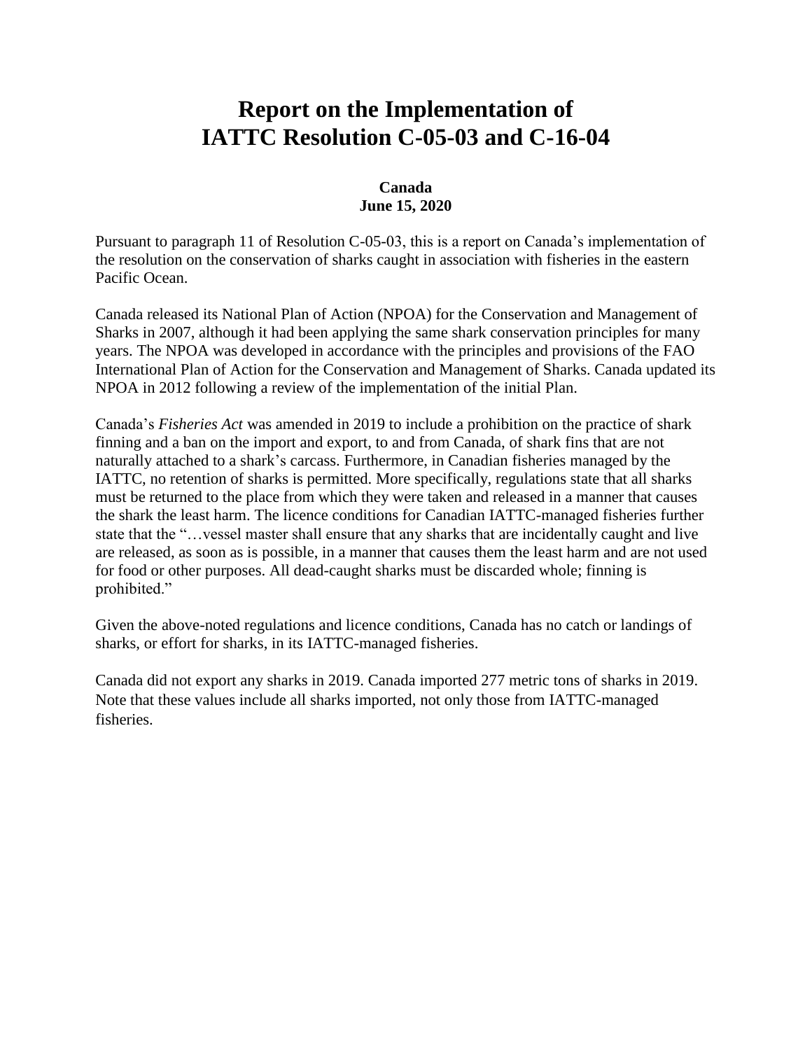# Report on the Implementation of IATTC Resolution C-05-03 and C-16-04

**Canada**
**June 15, 2020**

Pursuant to paragraph 11 of Resolution C-05-03, this is a report on Canada's implementation of the resolution on the conservation of sharks caught in association with fisheries in the eastern Pacific Ocean.

Canada released its National Plan of Action (NPOA) for the Conservation and Management of Sharks in 2007, although it had been applying the same shark conservation principles for many years. The NPOA was developed in accordance with the principles and provisions of the FAO International Plan of Action for the Conservation and Management of Sharks. Canada updated its NPOA in 2012 following a review of the implementation of the initial Plan.

Canada's *Fisheries Act* was amended in 2019 to include a prohibition on the practice of shark finning and a ban on the import and export, to and from Canada, of shark fins that are not naturally attached to a shark's carcass. Furthermore, in Canadian fisheries managed by the IATTC, no retention of sharks is permitted. More specifically, regulations state that all sharks must be returned to the place from which they were taken and released in a manner that causes the shark the least harm. The licence conditions for Canadian IATTC-managed fisheries further state that the "…vessel master shall ensure that any sharks that are incidentally caught and live are released, as soon as is possible, in a manner that causes them the least harm and are not used for food or other purposes. All dead-caught sharks must be discarded whole; finning is prohibited."

Given the above-noted regulations and licence conditions, Canada has no catch or landings of sharks, or effort for sharks, in its IATTC-managed fisheries.

Canada did not export any sharks in 2019. Canada imported 277 metric tons of sharks in 2019. Note that these values include all sharks imported, not only those from IATTC-managed fisheries.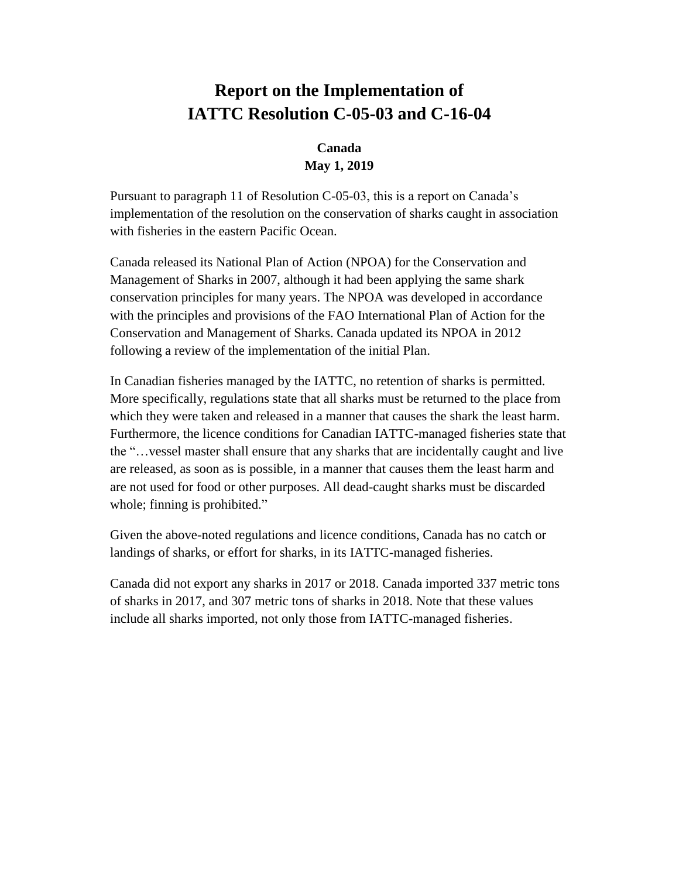# Report on the Implementation of IATTC Resolution C-05-03 and C-16-04

**Canada**
**May 1, 2019**

Pursuant to paragraph 11 of Resolution C-05-03, this is a report on Canada's implementation of the resolution on the conservation of sharks caught in association with fisheries in the eastern Pacific Ocean.

Canada released its National Plan of Action (NPOA) for the Conservation and Management of Sharks in 2007, although it had been applying the same shark conservation principles for many years. The NPOA was developed in accordance with the principles and provisions of the FAO International Plan of Action for the Conservation and Management of Sharks. Canada updated its NPOA in 2012 following a review of the implementation of the initial Plan.

In Canadian fisheries managed by the IATTC, no retention of sharks is permitted. More specifically, regulations state that all sharks must be returned to the place from which they were taken and released in a manner that causes the shark the least harm. Furthermore, the licence conditions for Canadian IATTC-managed fisheries state that the "…vessel master shall ensure that any sharks that are incidentally caught and live are released, as soon as is possible, in a manner that causes them the least harm and are not used for food or other purposes. All dead-caught sharks must be discarded whole; finning is prohibited."

Given the above-noted regulations and licence conditions, Canada has no catch or landings of sharks, or effort for sharks, in its IATTC-managed fisheries.

Canada did not export any sharks in 2017 or 2018. Canada imported 337 metric tons of sharks in 2017, and 307 metric tons of sharks in 2018. Note that these values include all sharks imported, not only those from IATTC-managed fisheries.